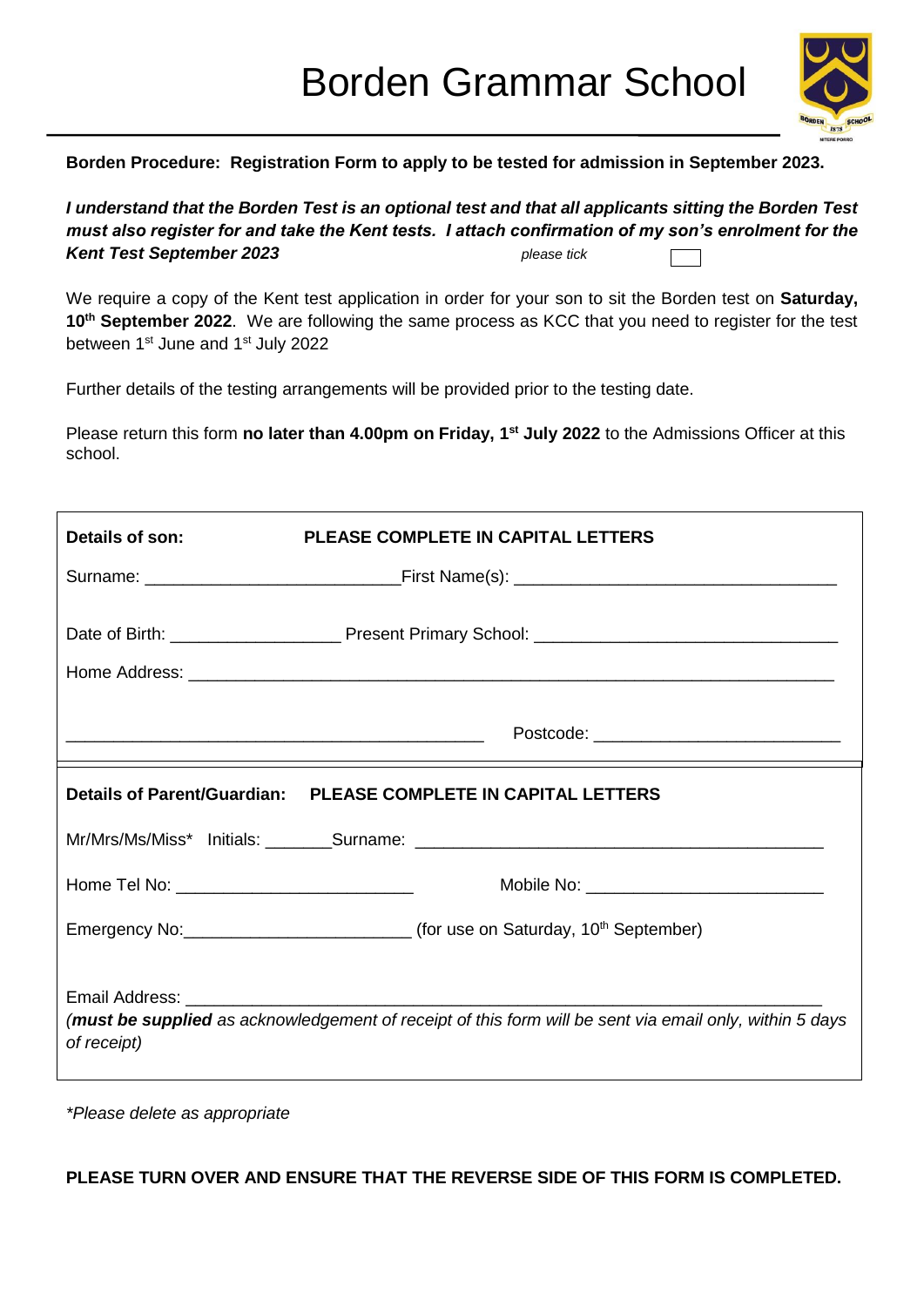# Borden Grammar School

**Borden Procedure: Registration Form to apply to be tested for admission in September 2023.**

***I understand that the Borden Test is an optional test and that all applicants sitting the Borden Test must also register for and take the Kent tests. I attach confirmation of my son's enrolment for the Kent Test September 2023*** *please tick* ☐

We require a copy of the Kent test application in order for your son to sit the Borden test on **Saturday, 10th September 2022**. We are following the same process as KCC that you need to register for the test between 1st June and 1st July 2022

Further details of the testing arrangements will be provided prior to the testing date.

Please return this form **no later than 4.00pm on Friday, 1st July 2022** to the Admissions Officer at this school.

**Details of son:** **PLEASE COMPLETE IN CAPITAL LETTERS**

Surname: ___________________________ First Name(s): ___________________________________

Date of Birth: __________________ Present Primary School: ________________________________

Home Address: _____________________________________________________________________

_____________________________________________ Postcode: _________________________

**Details of Parent/Guardian:** **PLEASE COMPLETE IN CAPITAL LETTERS**

Mr/Mrs/Ms/Miss* Initials: _______ Surname: ___________________________________________

Home Tel No: _________________________ Mobile No: _________________________

Emergency No: ________________________ (for use on Saturday, 10th September)

Email Address: _____________________________________________________________________

*(**must be supplied** as acknowledgement of receipt of this form will be sent via email only, within 5 days of receipt)*

*\*Please delete as appropriate*

**PLEASE TURN OVER AND ENSURE THAT THE REVERSE SIDE OF THIS FORM IS COMPLETED.**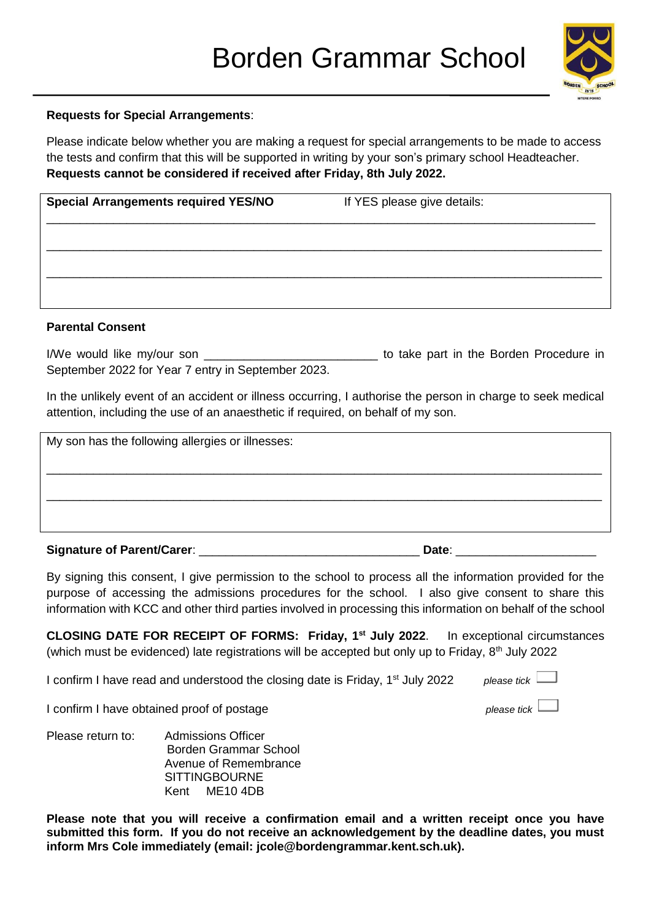# Borden Grammar School

**Requests for Special Arrangements**:

Please indicate below whether you are making a request for special arrangements to be made to access the tests and confirm that this will be supported in writing by your son's primary school Headteacher. **Requests cannot be considered if received after Friday, 8th July 2022.**

**Special Arrangements required YES/NO** If YES please give details:

______________________________________________________________________________

______________________________________________________________________________

______________________________________________________________________________

**Parental Consent**

I/We would like my/our son __________________________ to take part in the Borden Procedure in September 2022 for Year 7 entry in September 2023.

In the unlikely event of an accident or illness occurring, I authorise the person in charge to seek medical attention, including the use of an anaesthetic if required, on behalf of my son.

My son has the following allergies or illnesses:

______________________________________________________________________________

______________________________________________________________________________

**Signature of Parent/Carer**: _________________________________ **Date**: ____________________

By signing this consent, I give permission to the school to process all the information provided for the purpose of accessing the admissions procedures for the school. I also give consent to share this information with KCC and other third parties involved in processing this information on behalf of the school

**CLOSING DATE FOR RECEIPT OF FORMS: Friday, 1st July 2022**. In exceptional circumstances (which must be evidenced) late registrations will be accepted but only up to Friday, 8th July 2022

I confirm I have read and understood the closing date is Friday, 1st July 2022 *please tick* ☐

I confirm I have obtained proof of postage *please tick* ☐

Please return to: Admissions Officer
Borden Grammar School
Avenue of Remembrance
SITTINGBOURNE
Kent ME10 4DB

**Please note that you will receive a confirmation email and a written receipt once you have submitted this form. If you do not receive an acknowledgement by the deadline dates, you must inform Mrs Cole immediately (email: jcole@bordengrammar.kent.sch.uk).**